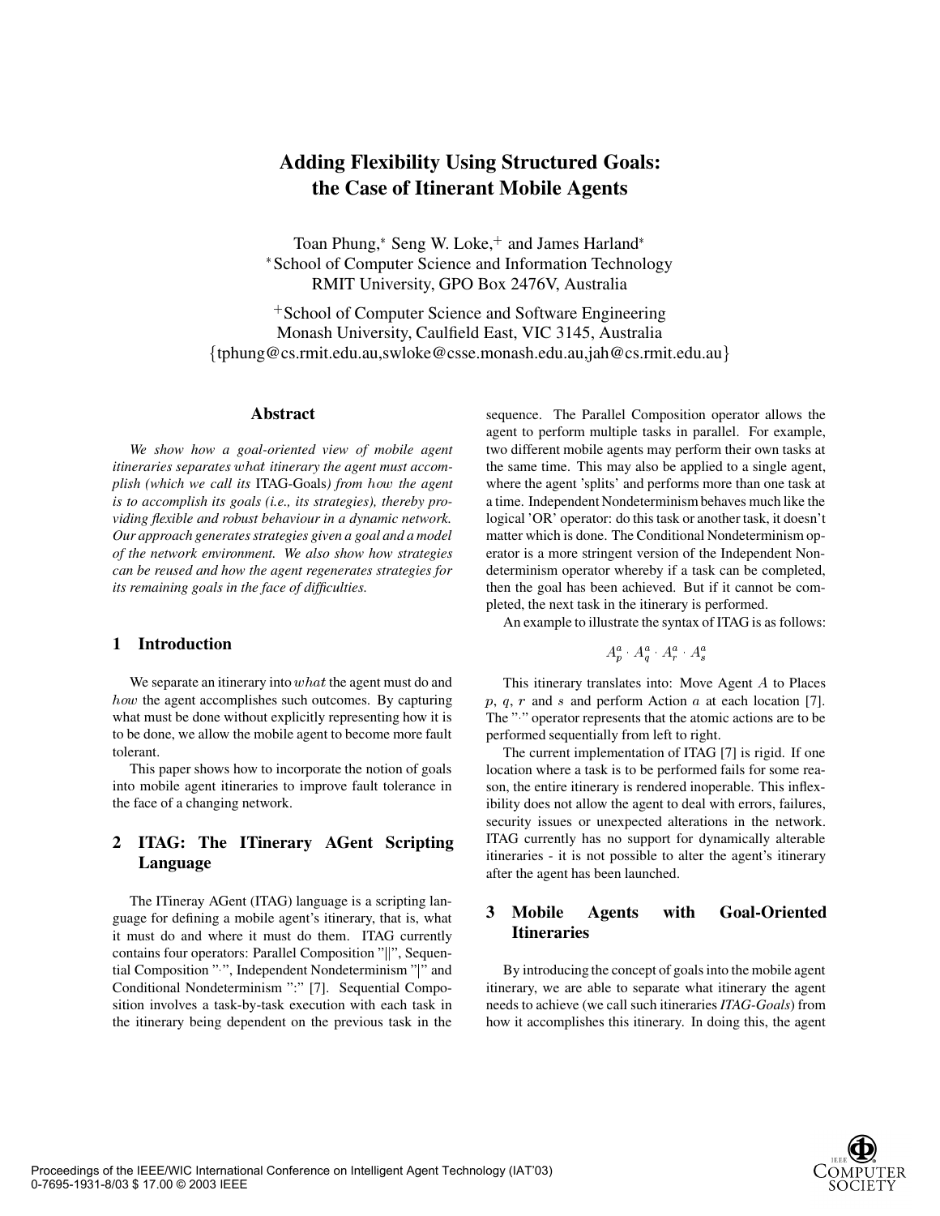# Adding Flexibility Using Structured Goals: the Case of Itinerant Mobile Agents

Toan Phung,* Seng W. Loke,+ and James Harland*
*School of Computer Science and Information Technology
RMIT University, GPO Box 2476V, Australia

+School of Computer Science and Software Engineering
Monash University, Caulfield East, VIC 3145, Australia
{tphung@cs.rmit.edu.au,swloke@csse.monash.edu.au,jah@cs.rmit.edu.au}

## Abstract

*We show how a goal-oriented view of mobile agent itineraries separates $what$ itinerary the agent must accomplish (which we call its* ITAG-Goals*) from $how$ the agent is to accomplish its goals (i.e., its strategies), thereby providing flexible and robust behaviour in a dynamic network. Our approach generates strategies given a goal and a model of the network environment. We also show how strategies can be reused and how the agent regenerates strategies for its remaining goals in the face of difficulties.*

## 1 Introduction

We separate an itinerary into $what$ the agent must do and $how$ the agent accomplishes such outcomes. By capturing what must be done without explicitly representing how it is to be done, we allow the mobile agent to become more fault tolerant.

This paper shows how to incorporate the notion of goals into mobile agent itineraries to improve fault tolerance in the face of a changing network.

## 2 ITAG: The ITinerary AGent Scripting Language

The ITineray AGent (ITAG) language is a scripting language for defining a mobile agent's itinerary, that is, what it must do and where it must do them. ITAG currently contains four operators: Parallel Composition "||", Sequential Composition "·", Independent Nondeterminism "|" and Conditional Nondeterminism ":" [7]. Sequential Composition involves a task-by-task execution with each task in the itinerary being dependent on the previous task in the sequence. The Parallel Composition operator allows the agent to perform multiple tasks in parallel. For example, two different mobile agents may perform their own tasks at the same time. This may also be applied to a single agent, where the agent 'splits' and performs more than one task at a time. Independent Nondeterminism behaves much like the logical 'OR' operator: do this task or another task, it doesn't matter which is done. The Conditional Nondeterminism operator is a more stringent version of the Independent Nondeterminism operator whereby if a task can be completed, then the goal has been achieved. But if it cannot be completed, the next task in the itinerary is performed.

An example to illustrate the syntax of ITAG is as follows:

$$A_p^a \cdot A_q^a \cdot A_r^a \cdot A_s^a$$

This itinerary translates into: Move Agent $A$ to Places $p$, $q$, $r$ and $s$ and perform Action $a$ at each location [7]. The "·" operator represents that the atomic actions are to be performed sequentially from left to right.

The current implementation of ITAG [7] is rigid. If one location where a task is to be performed fails for some reason, the entire itinerary is rendered inoperable. This inflexibility does not allow the agent to deal with errors, failures, security issues or unexpected alterations in the network. ITAG currently has no support for dynamically alterable itineraries - it is not possible to alter the agent's itinerary after the agent has been launched.

## 3 Mobile Agents with Goal-Oriented Itineraries

By introducing the concept of goals into the mobile agent itinerary, we are able to separate what itinerary the agent needs to achieve (we call such itineraries *ITAG-Goals*) from how it accomplishes this itinerary. In doing this, the agent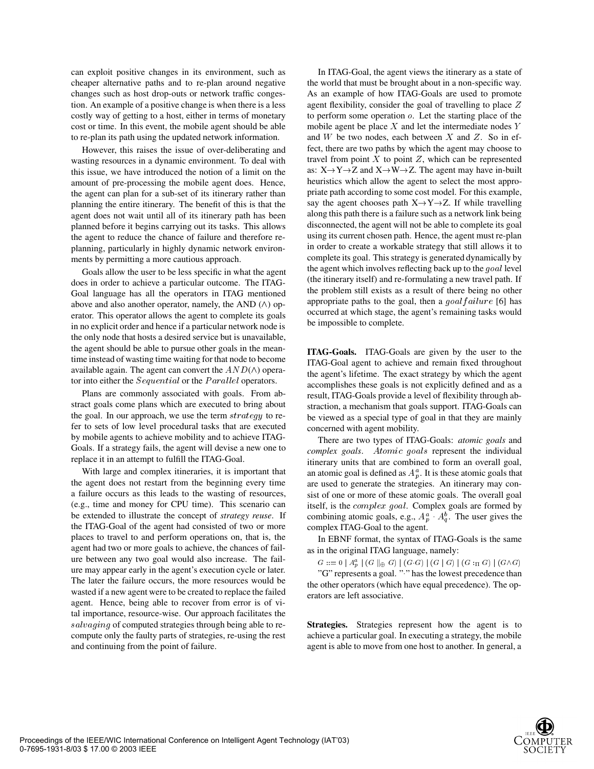can exploit positive changes in its environment, such as cheaper alternative paths and to re-plan around negative changes such as host drop-outs or network traffic congestion. An example of a positive change is when there is a less costly way of getting to a host, either in terms of monetary cost or time. In this event, the mobile agent should be able to re-plan its path using the updated network information.

However, this raises the issue of over-deliberating and wasting resources in a dynamic environment. To deal with this issue, we have introduced the notion of a limit on the amount of pre-processing the mobile agent does. Hence, the agent can plan for a sub-set of its itinerary rather than planning the entire itinerary. The benefit of this is that the agent does not wait until all of its itinerary path has been planned before it begins carrying out its tasks. This allows the agent to reduce the chance of failure and therefore replanning, particularly in highly dynamic network environments by permitting a more cautious approach.

Goals allow the user to be less specific in what the agent does in order to achieve a particular outcome. The ITAG-Goal language has all the operators in ITAG mentioned above and also another operator, namely, the AND ($\wedge$) operator. This operator allows the agent to complete its goals in no explicit order and hence if a particular network node is the only node that hosts a desired service but is unavailable, the agent should be able to pursue other goals in the meantime instead of wasting time waiting for that node to become available again. The agent can convert the $AND(\wedge)$ operator into either the $Sequential$ or the $Parallel$ operators.

Plans are commonly associated with goals. From abstract goals come plans which are executed to bring about the goal. In our approach, we use the term $strategy$ to refer to sets of low level procedural tasks that are executed by mobile agents to achieve mobility and to achieve ITAG-Goals. If a strategy fails, the agent will devise a new one to replace it in an attempt to fulfill the ITAG-Goal.

With large and complex itineraries, it is important that the agent does not restart from the beginning every time a failure occurs as this leads to the wasting of resources, (e.g., time and money for CPU time). This scenario can be extended to illustrate the concept of *strategy reuse*. If the ITAG-Goal of the agent had consisted of two or more places to travel to and perform operations on, that is, the agent had two or more goals to achieve, the chances of failure between any two goal would also increase. The failure may appear early in the agent's execution cycle or later. The later the failure occurs, the more resources would be wasted if a new agent were to be created to replace the failed agent. Hence, being able to recover from error is of vital importance, resource-wise. Our approach facilitates the $salvaging$ of computed strategies through being able to recompute only the faulty parts of strategies, re-using the rest and continuing from the point of failure.

In ITAG-Goal, the agent views the itinerary as a state of the world that must be brought about in a non-specific way. As an example of how ITAG-Goals are used to promote agent flexibility, consider the goal of travelling to place $Z$ to perform some operation $o$. Let the starting place of the mobile agent be place $X$ and let the intermediate nodes $Y$ and $W$ be two nodes, each between $X$ and $Z$. So in effect, there are two paths by which the agent may choose to travel from point $X$ to point $Z$, which can be represented as: X→Y→Z and X→W→Z. The agent may have in-built heuristics which allow the agent to select the most appropriate path according to some cost model. For this example, say the agent chooses path X→Y→Z. If while travelling along this path there is a failure such as a network link being disconnected, the agent will not be able to complete its goal using its current chosen path. Hence, the agent must re-plan in order to create a workable strategy that still allows it to complete its goal. This strategy is generated dynamically by the agent which involves reflecting back up to the $goal$ level (the itinerary itself) and re-formulating a new travel path. If the problem still exists as a result of there being no other appropriate paths to the goal, then a $goal failure$ [6] has occurred at which stage, the agent's remaining tasks would be impossible to complete.

**ITAG-Goals.** ITAG-Goals are given by the user to the ITAG-Goal agent to achieve and remain fixed throughout the agent's lifetime. The exact strategy by which the agent accomplishes these goals is not explicitly defined and as a result, ITAG-Goals provide a level of flexibility through abstraction, a mechanism that goals support. ITAG-Goals can be viewed as a special type of goal in that they are mainly concerned with agent mobility.

There are two types of ITAG-Goals: *atomic goals* and $complex\ goals$. $Atomic\ goals$ represent the individual itinerary units that are combined to form an overall goal, an atomic goal is defined as $A^a_p$. It is these atomic goals that are used to generate the strategies. An itinerary may consist of one or more of these atomic goals. The overall goal itself, is the $complex\ goal$. Complex goals are formed by combining atomic goals, e.g., $A^a_p \cdot A^b_q$. The user gives the complex ITAG-Goal to the agent.

In EBNF format, the syntax of ITAG-Goals is the same as in the original ITAG language, namely:

$G ::= 0 \mid A^a_p \mid (G \parallel_\oplus G) \mid (G \cdot G) \mid (G \mid G) \mid (G :_\Pi G) \mid (G \wedge G)$

"G" represents a goal. "$\cdot$" has the lowest precedence than the other operators (which have equal precedence). The operators are left associative.

**Strategies.** Strategies represent how the agent is to achieve a particular goal. In executing a strategy, the mobile agent is able to move from one host to another. In general, a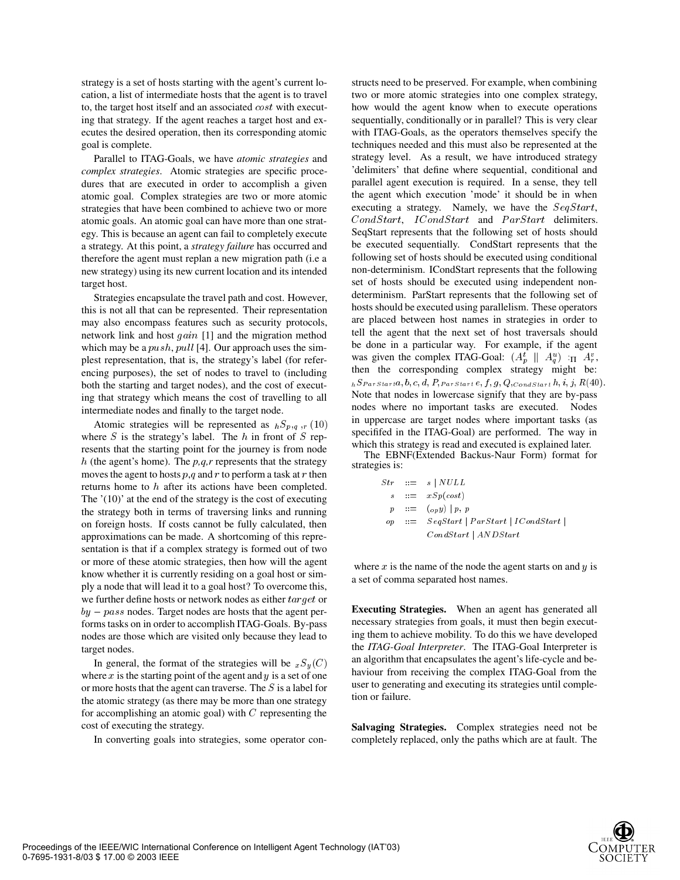strategy is a set of hosts starting with the agent's current location, a list of intermediate hosts that the agent is to travel to, the target host itself and an associated $cost$ with executing that strategy. If the agent reaches a target host and executes the desired operation, then its corresponding atomic goal is complete.

Parallel to ITAG-Goals, we have *atomic strategies* and *complex strategies*. Atomic strategies are specific procedures that are executed in order to accomplish a given atomic goal. Complex strategies are two or more atomic strategies that have been combined to achieve two or more atomic goals. An atomic goal can have more than one strategy. This is because an agent can fail to completely execute a strategy. At this point, a *strategy failure* has occurred and therefore the agent must replan a new migration path (i.e a new strategy) using its new current location and its intended target host.

Strategies encapsulate the travel path and cost. However, this is not all that can be represented. Their representation may also encompass features such as security protocols, network link and host $gain$ [1] and the migration method which may be a $push, pull$ [4]. Our approach uses the simplest representation, that is, the strategy's label (for referencing purposes), the set of nodes to travel to (including both the starting and target nodes), and the cost of executing that strategy which means the cost of travelling to all intermediate nodes and finally to the target node.

Atomic strategies will be represented as ${}_{h}S_{p,q\ ,r}\ (10)$ where $S$ is the strategy's label. The $h$ in front of $S$ represents that the starting point for the journey is from node $h$ (the agent's home). The *p,q,r* represents that the strategy moves the agent to hosts *p,q* and *r* to perform a task at *r* then returns home to $h$ after its actions have been completed. The '(10)' at the end of the strategy is the cost of executing the strategy both in terms of traversing links and running on foreign hosts. If costs cannot be fully calculated, then approximations can be made. A shortcoming of this representation is that if a complex strategy is formed out of two or more of these atomic strategies, then how will the agent know whether it is currently residing on a goal host or simply a node that will lead it to a goal host? To overcome this, we further define hosts or network nodes as either $target$ or $by-pass$ nodes. Target nodes are hosts that the agent performs tasks on in order to accomplish ITAG-Goals. By-pass nodes are those which are visited only because they lead to target nodes.

In general, the format of the strategies will be ${}_{x}S_{y}(C)$ where $x$ is the starting point of the agent and $y$ is a set of one or more hosts that the agent can traverse. The $S$ is a label for the atomic strategy (as there may be more than one strategy for accomplishing an atomic goal) with $C$ representing the cost of executing the strategy.

In converting goals into strategies, some operator constructs need to be preserved. For example, when combining two or more atomic strategies into one complex strategy, how would the agent know when to execute operations sequentially, conditionally or in parallel? This is very clear with ITAG-Goals, as the operators themselves specify the techniques needed and this must also be represented at the strategy level. As a result, we have introduced strategy 'delimiters' that define where sequential, conditional and parallel agent execution is required. In a sense, they tell the agent which execution 'mode' it should be in when executing a strategy. Namely, we have the $SeqStart$, $CondStart$, $ICondStart$ and $ParStart$ delimiters. SeqStart represents that the following set of hosts should be executed sequentially. CondStart represents that the following set of hosts should be executed using conditional non-determinism. ICondStart represents that the following set of hosts should be executed using independent non-determinism. ParStart represents that the following set of hosts should be executed using parallelism. These operators are placed between host names in strategies in order to tell the agent that the next set of host traversals should be done in a particular way. For example, if the agent was given the complex ITAG-Goal: $(A^{t}_{p} \parallel A^{u}_{q}) \ ;_{\Pi}\ A^{v}_{r}$, then the corresponding complex strategy might be: ${}_{h}S_{ParStart}a, b, c, d, P,_{ParStart}\, e, f, g, Q,_{CondStart}\, h, i, j, R(40)$. Note that nodes in lowercase signify that they are by-pass nodes where no important tasks are executed. Nodes in uppercase are target nodes where important tasks (as specifed in the ITAG-Goal) are performed. The way in which this strategy is read and executed is explained later.

The EBNF(Extended Backus-Naur Form) format for strategies is:

$$
\begin{aligned}
Str &::= s \mid NULL \\
s &::= xSp(cost) \\
p &::= ({}_{op}y) \mid p,\ p \\
op &::= SeqStart \mid ParStart \mid ICondStart \mid \\
&\quad\ \ CondStart \mid ANDStart
\end{aligned}
$$

where $x$ is the name of the node the agent starts on and $y$ is a set of comma separated host names.

**Executing Strategies.** When an agent has generated all necessary strategies from goals, it must then begin executing them to achieve mobility. To do this we have developed the *ITAG-Goal Interpreter*. The ITAG-Goal Interpreter is an algorithm that encapsulates the agent's life-cycle and behaviour from receiving the complex ITAG-Goal from the user to generating and executing its strategies until completion or failure.

**Salvaging Strategies.** Complex strategies need not be completely replaced, only the paths which are at fault. The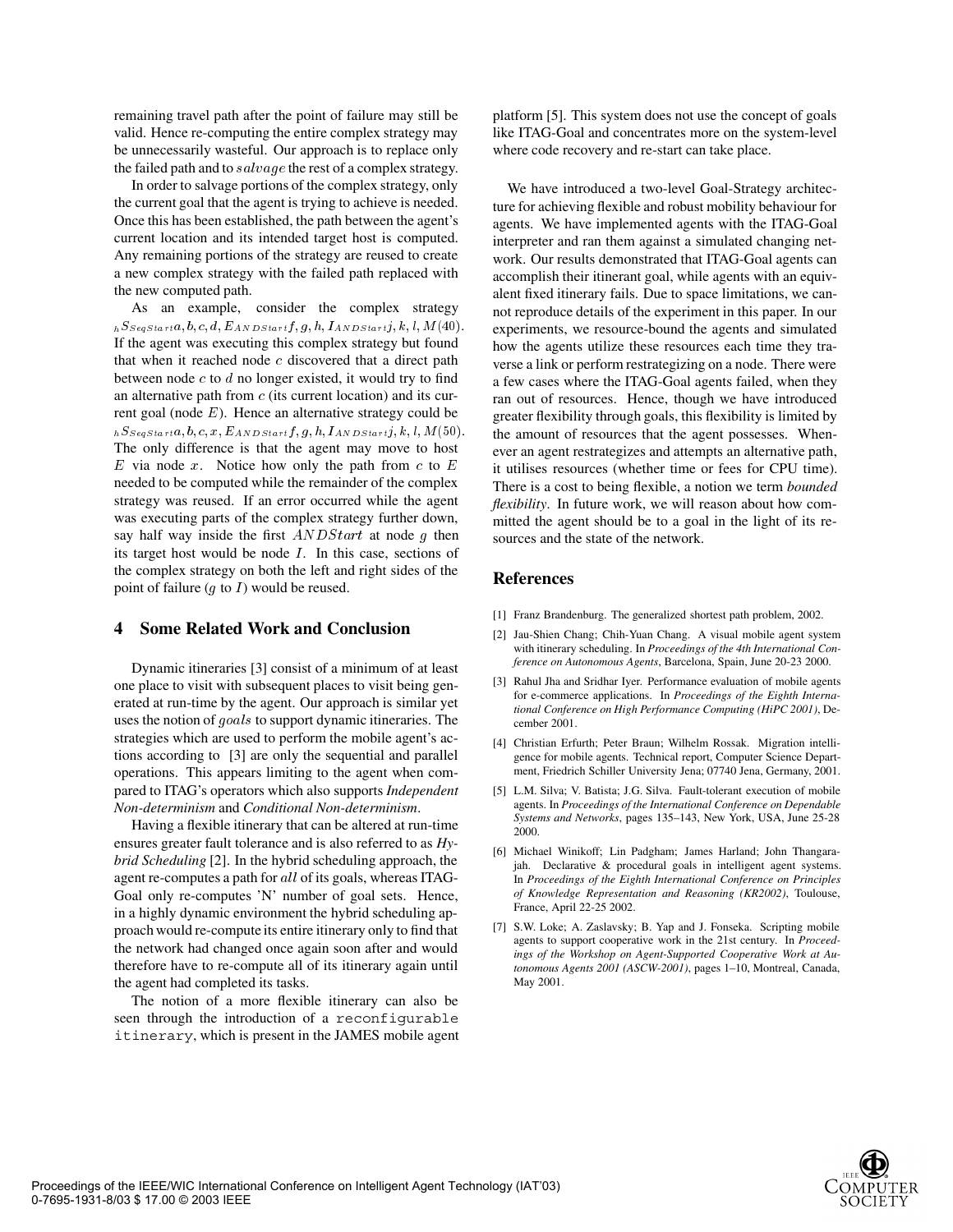remaining travel path after the point of failure may still be valid. Hence re-computing the entire complex strategy may be unnecessarily wasteful. Our approach is to replace only the failed path and to $salvage$ the rest of a complex strategy.

In order to salvage portions of the complex strategy, only the current goal that the agent is trying to achieve is needed. Once this has been established, the path between the agent's current location and its intended target host is computed. Any remaining portions of the strategy are reused to create a new complex strategy with the failed path replaced with the new computed path.

As an example, consider the complex strategy ${}_hS_{SeqStart}a, b, c, d, E_{ANDStart}f, g, h, I_{ANDStart}j, k, l, M(40)$. If the agent was executing this complex strategy but found that when it reached node $c$ discovered that a direct path between node $c$ to $d$ no longer existed, it would try to find an alternative path from $c$ (its current location) and its current goal (node $E$). Hence an alternative strategy could be ${}_hS_{SeqStart}a, b, c, x, E_{ANDStart}f, g, h, I_{ANDStart}j, k, l, M(50)$. The only difference is that the agent may move to host $E$ via node $x$. Notice how only the path from $c$ to $E$ needed to be computed while the remainder of the complex strategy was reused. If an error occurred while the agent was executing parts of the complex strategy further down, say half way inside the first $ANDStart$ at node $g$ then its target host would be node $I$. In this case, sections of the complex strategy on both the left and right sides of the point of failure ($g$ to $I$) would be reused.

## 4 Some Related Work and Conclusion

Dynamic itineraries [3] consist of a minimum of at least one place to visit with subsequent places to visit being generated at run-time by the agent. Our approach is similar yet uses the notion of $goals$ to support dynamic itineraries. The strategies which are used to perform the mobile agent's actions according to [3] are only the sequential and parallel operations. This appears limiting to the agent when compared to ITAG's operators which also supports *Independent Non-determinism* and *Conditional Non-determinism*.

Having a flexible itinerary that can be altered at run-time ensures greater fault tolerance and is also referred to as *Hybrid Scheduling* [2]. In the hybrid scheduling approach, the agent re-computes a path for $all$ of its goals, whereas ITAG-Goal only re-computes 'N' number of goal sets. Hence, in a highly dynamic environment the hybrid scheduling approach would re-compute its entire itinerary only to find that the network had changed once again soon after and would therefore have to re-compute all of its itinerary again until the agent had completed its tasks.

The notion of a more flexible itinerary can also be seen through the introduction of a `reconfigurable itinerary`, which is present in the JAMES mobile agent platform [5]. This system does not use the concept of goals like ITAG-Goal and concentrates more on the system-level where code recovery and re-start can take place.

We have introduced a two-level Goal-Strategy architecture for achieving flexible and robust mobility behaviour for agents. We have implemented agents with the ITAG-Goal interpreter and ran them against a simulated changing network. Our results demonstrated that ITAG-Goal agents can accomplish their itinerant goal, while agents with an equivalent fixed itinerary fails. Due to space limitations, we cannot reproduce details of the experiment in this paper. In our experiments, we resource-bound the agents and simulated how the agents utilize these resources each time they traverse a link or perform restrategizing on a node. There were a few cases where the ITAG-Goal agents failed, when they ran out of resources. Hence, though we have introduced greater flexibility through goals, this flexibility is limited by the amount of resources that the agent possesses. Whenever an agent restrategizes and attempts an alternative path, it utilises resources (whether time or fees for CPU time). There is a cost to being flexible, a notion we term *bounded flexibility*. In future work, we will reason about how committed the agent should be to a goal in the light of its resources and the state of the network.

## References

[1] Franz Brandenburg. The generalized shortest path problem, 2002.

[2] Jau-Shien Chang; Chih-Yuan Chang. A visual mobile agent system with itinerary scheduling. In *Proceedings of the 4th International Conference on Autonomous Agents*, Barcelona, Spain, June 20-23 2000.

[3] Rahul Jha and Sridhar Iyer. Performance evaluation of mobile agents for e-commerce applications. In *Proceedings of the Eighth International Conference on High Performance Computing (HiPC 2001)*, December 2001.

[4] Christian Erfurth; Peter Braun; Wilhelm Rossak. Migration intelligence for mobile agents. Technical report, Computer Science Department, Friedrich Schiller University Jena; 07740 Jena, Germany, 2001.

[5] L.M. Silva; V. Batista; J.G. Silva. Fault-tolerant execution of mobile agents. In *Proceedings of the International Conference on Dependable Systems and Networks*, pages 135–143, New York, USA, June 25-28 2000.

[6] Michael Winikoff; Lin Padgham; James Harland; John Thangarajah. Declarative & procedural goals in intelligent agent systems. In *Proceedings of the Eighth International Conference on Principles of Knowledge Representation and Reasoning (KR2002)*, Toulouse, France, April 22-25 2002.

[7] S.W. Loke; A. Zaslavsky; B. Yap and J. Fonseka. Scripting mobile agents to support cooperative work in the 21st century. In *Proceedings of the Workshop on Agent-Supported Cooperative Work at Autonomous Agents 2001 (ASCW-2001)*, pages 1–10, Montreal, Canada, May 2001.